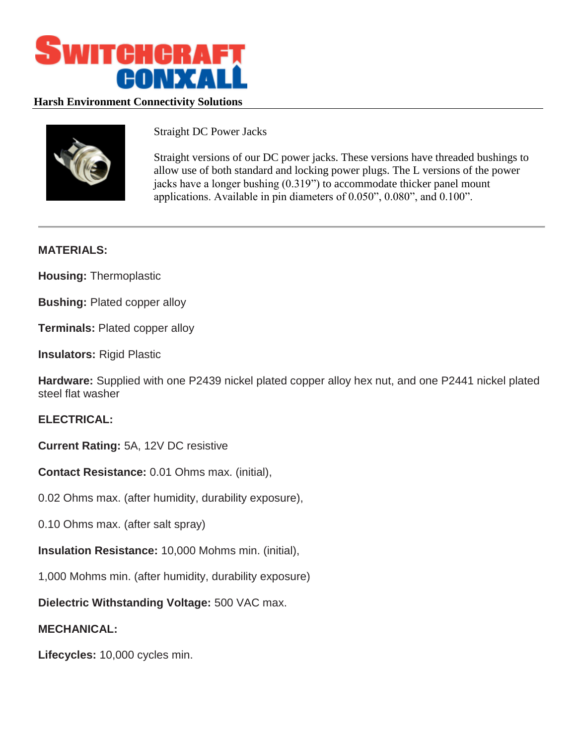# SWITCHCRAFT CONXALL

**Harsh Environment Connectivity Solutions**

Straight DC Power Jacks

Straight versions of our DC power jacks. These versions have threaded bushings to allow use of both standard and locking power plugs. The L versions of the power jacks have a longer bushing (0.319") to accommodate thicker panel mount applications. Available in pin diameters of 0.050", 0.080", and 0.100".

---

**MATERIALS:**

**Housing:** Thermoplastic

**Bushing:** Plated copper alloy

**Terminals:** Plated copper alloy

**Insulators:** Rigid Plastic

**Hardware:** Supplied with one P2439 nickel plated copper alloy hex nut, and one P2441 nickel plated steel flat washer

**ELECTRICAL:**

**Current Rating:** 5A, 12V DC resistive

**Contact Resistance:** 0.01 Ohms max. (initial),

0.02 Ohms max. (after humidity, durability exposure),

0.10 Ohms max. (after salt spray)

**Insulation Resistance:** 10,000 Mohms min. (initial),

1,000 Mohms min. (after humidity, durability exposure)

**Dielectric Withstanding Voltage:** 500 VAC max.

**MECHANICAL:**

**Lifecycles:** 10,000 cycles min.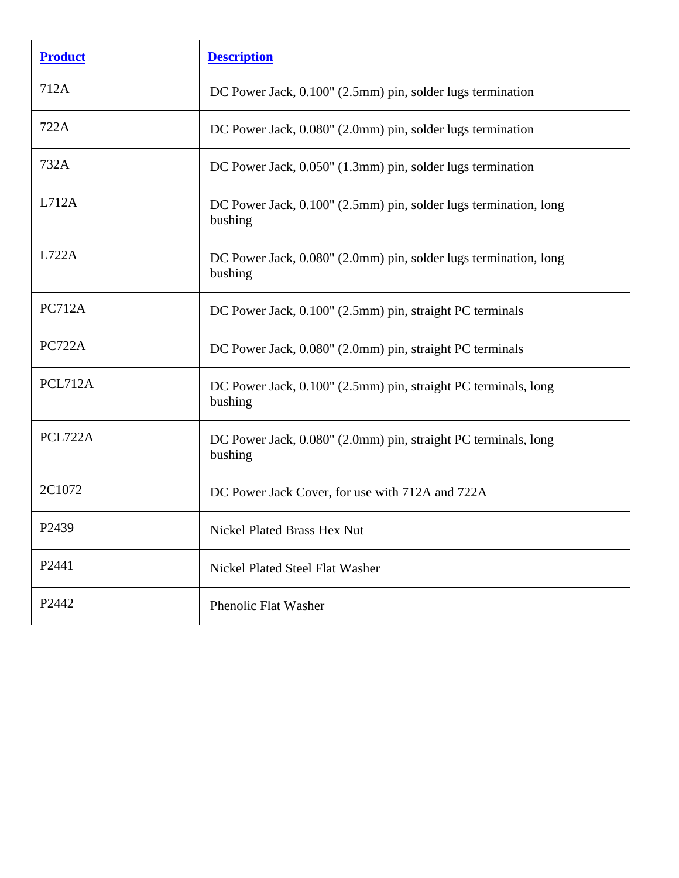| Product | Description |
| --- | --- |
| 712A | DC Power Jack, 0.100" (2.5mm) pin, solder lugs termination |
| 722A | DC Power Jack, 0.080" (2.0mm) pin, solder lugs termination |
| 732A | DC Power Jack, 0.050" (1.3mm) pin, solder lugs termination |
| L712A | DC Power Jack, 0.100" (2.5mm) pin, solder lugs termination, long bushing |
| L722A | DC Power Jack, 0.080" (2.0mm) pin, solder lugs termination, long bushing |
| PC712A | DC Power Jack, 0.100" (2.5mm) pin, straight PC terminals |
| PC722A | DC Power Jack, 0.080" (2.0mm) pin, straight PC terminals |
| PCL712A | DC Power Jack, 0.100" (2.5mm) pin, straight PC terminals, long bushing |
| PCL722A | DC Power Jack, 0.080" (2.0mm) pin, straight PC terminals, long bushing |
| 2C1072 | DC Power Jack Cover, for use with 712A and 722A |
| P2439 | Nickel Plated Brass Hex Nut |
| P2441 | Nickel Plated Steel Flat Washer |
| P2442 | Phenolic Flat Washer |